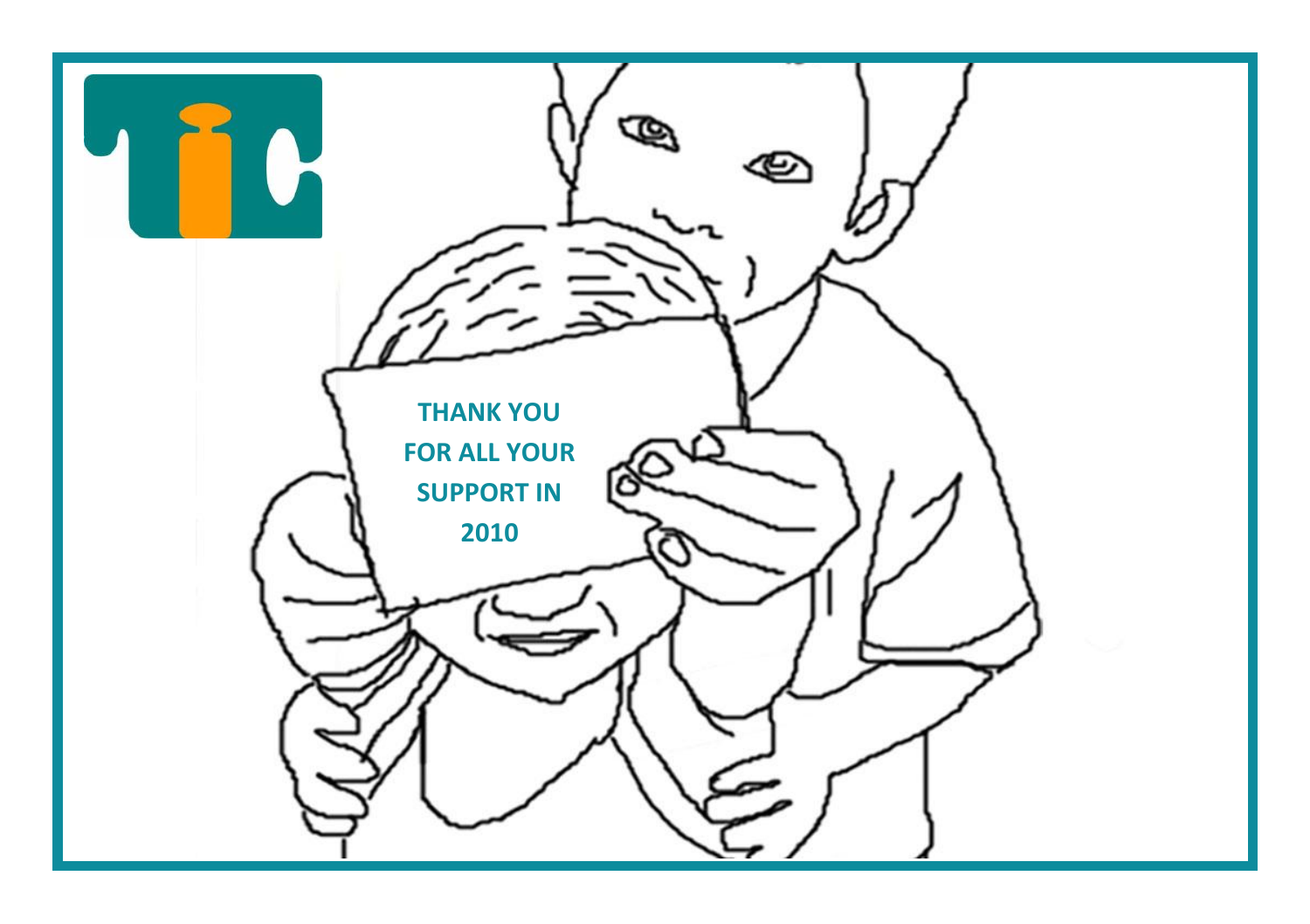THANK YOU
FOR ALL YOUR
SUPPORT IN
2010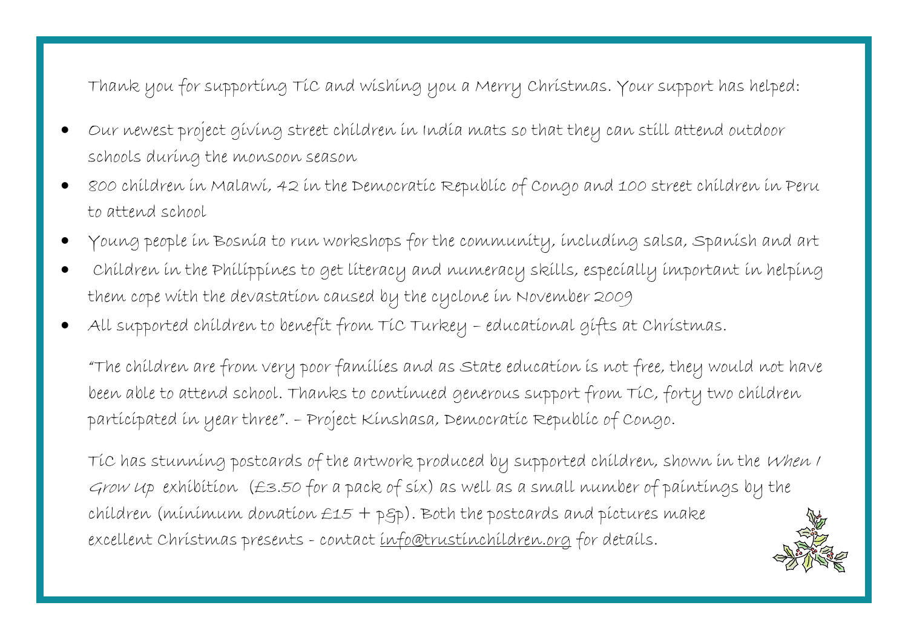Thank you for supporting TiC and wishing you a Merry Christmas. Your support has helped:

- Our newest project giving street children in India mats so that they can still attend outdoor schools during the monsoon season
- 800 children in Malawi, 42 in the Democratic Republic of Congo and 100 street children in Peru to attend school
- Young people in Bosnia to run workshops for the community, including salsa, Spanish and art
- Children in the Philippines to get literacy and numeracy skills, especially important in helping them cope with the devastation caused by the cyclone in November 2009
- All supported children to benefit from TiC Turkey – educational gifts at Christmas.

"The children are from very poor families and as State education is not free, they would not have been able to attend school. Thanks to continued generous support from TiC, forty two children participated in year three". – Project Kinshasa, Democratic Republic of Congo.

TiC has stunning postcards of the artwork produced by supported children, shown in the *When I Grow Up* exhibition (£3.50 for a pack of six) as well as a small number of paintings by the children (minimum donation £15 + p&p). Both the postcards and pictures make excellent Christmas presents - contact info@trustinchildren.org for details.